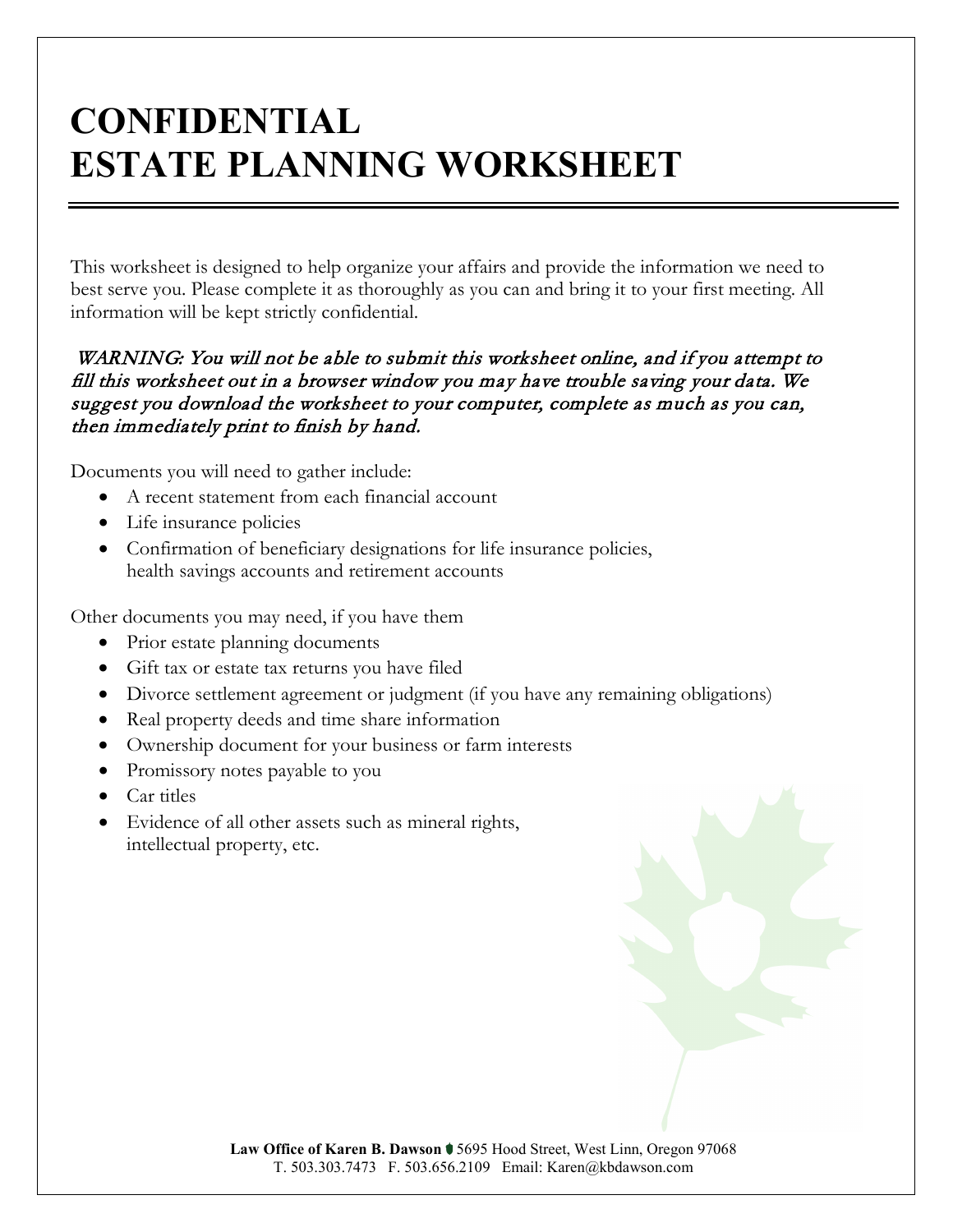# CONFIDENTIAL
# ESTATE PLANNING WORKSHEET

This worksheet is designed to help organize your affairs and provide the information we need to best serve you. Please complete it as thoroughly as you can and bring it to your first meeting. All information will be kept strictly confidential.

*WARNING: You will not be able to submit this worksheet online, and if you attempt to fill this worksheet out in a browser window you may have trouble saving your data. We suggest you download the worksheet to your computer, complete as much as you can, then immediately print to finish by hand.*

Documents you will need to gather include:

- A recent statement from each financial account
- Life insurance policies
- Confirmation of beneficiary designations for life insurance policies, health savings accounts and retirement accounts

Other documents you may need, if you have them

- Prior estate planning documents
- Gift tax or estate tax returns you have filed
- Divorce settlement agreement or judgment (if you have any remaining obligations)
- Real property deeds and time share information
- Ownership document for your business or farm interests
- Promissory notes payable to you
- Car titles
- Evidence of all other assets such as mineral rights, intellectual property, etc.

**Law Office of Karen B. Dawson** 5695 Hood Street, West Linn, Oregon 97068
T. 503.303.7473 F. 503.656.2109 Email: Karen@kbdawson.com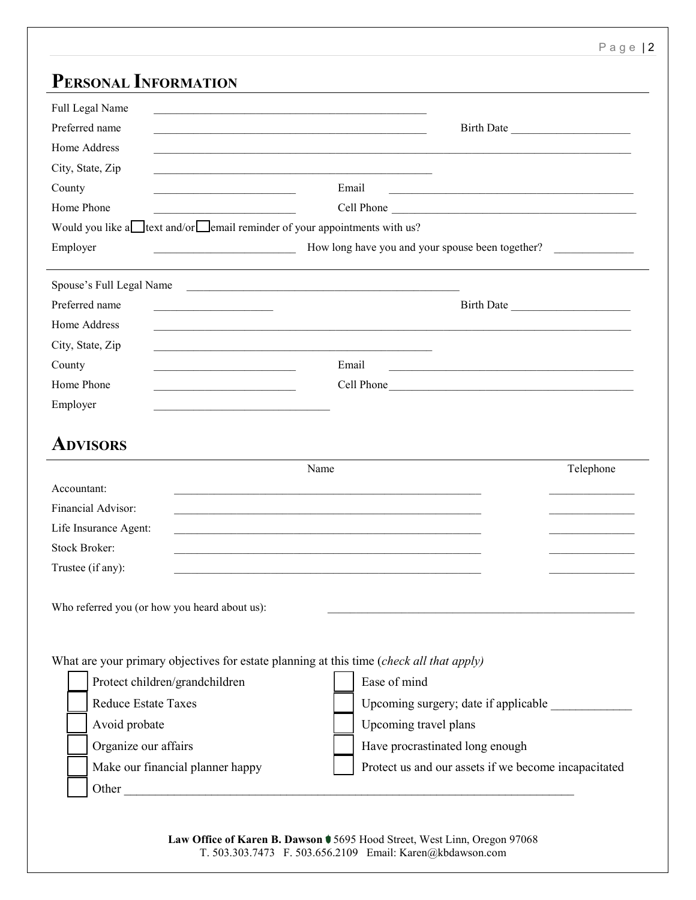## Personal Information

Full Legal Name ______________________________________________

Preferred name ______________________________________________ Birth Date ____________________

Home Address ________________________________________________________________________________

City, State, Zip ______________________________________________

County ________________________ Email ________________________________________

Home Phone ________________________ Cell Phone ________________________________________

Would you like a ☐ text and/or ☐ email reminder of your appointments with us?

Employer ________________________ How long have you and your spouse been together? _____________

---

Spouse's Full Legal Name ______________________________________________

Preferred name ____________________ Birth Date ____________________

Home Address ________________________________________________________________________________

City, State, Zip ______________________________________________

County ________________________ Email ________________________________________

Home Phone ________________________ Cell Phone ________________________________________

Employer ______________________________

## Advisors

| | Name | Telephone |
|---|---|---|
| Accountant: | ______________________________________________ | ______________ |
| Financial Advisor: | ______________________________________________ | ______________ |
| Life Insurance Agent: | ______________________________________________ | ______________ |
| Stock Broker: | ______________________________________________ | ______________ |
| Trustee (if any): | ______________________________________________ | ______________ |

Who referred you (or how you heard about us): ______________________________________________

What are your primary objectives for estate planning at this time (*check all that apply*)

- ☐ Protect children/grandchildren
- ☐ Reduce Estate Taxes
- ☐ Avoid probate
- ☐ Organize our affairs
- ☐ Make our financial planner happy
- ☐ Ease of mind
- ☐ Upcoming surgery; date if applicable ____________
- ☐ Upcoming travel plans
- ☐ Have procrastinated long enough
- ☐ Protect us and our assets if we become incapacitated
- ☐ Other ______________________________________________________________________

**Law Office of Karen B. Dawson** 5695 Hood Street, West Linn, Oregon 97068
T. 503.303.7473 F. 503.656.2109 Email: Karen@kbdawson.com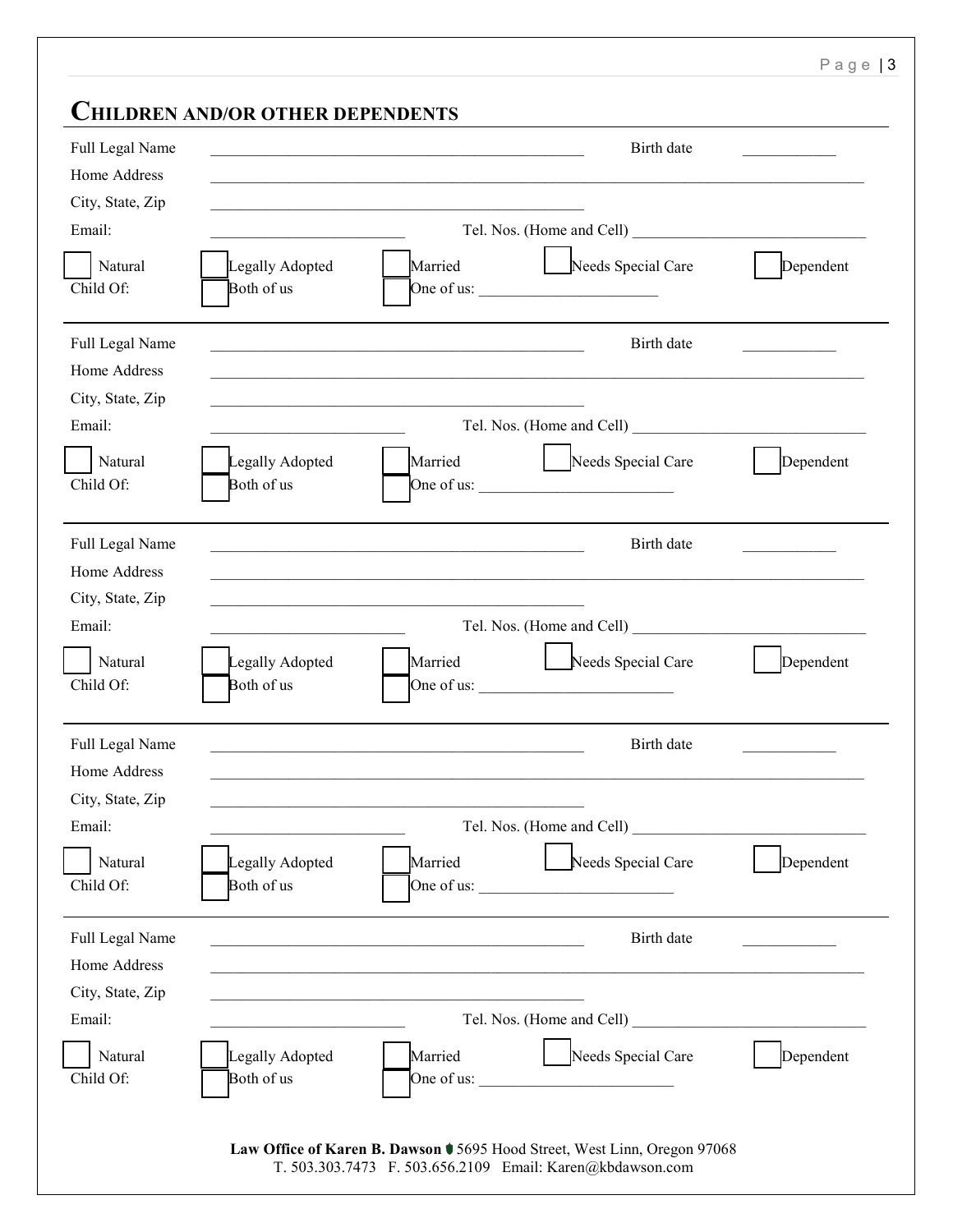# CHILDREN AND/OR OTHER DEPENDENTS

Full Legal Name \_\_\_\_\_\_\_\_\_\_\_\_\_\_\_\_\_\_\_\_\_\_\_\_\_\_\_\_\_\_\_\_\_\_\_\_\_\_\_\_ Birth date \_\_\_\_\_\_\_\_\_\_

Home Address \_\_\_\_\_\_\_\_\_\_\_\_\_\_\_\_\_\_\_\_\_\_\_\_\_\_\_\_\_\_\_\_\_\_\_\_\_\_\_\_\_\_\_\_\_\_\_\_\_\_\_\_\_\_\_\_\_\_\_\_\_\_\_\_

City, State, Zip \_\_\_\_\_\_\_\_\_\_\_\_\_\_\_\_\_\_\_\_\_\_\_\_\_\_\_\_\_\_\_\_\_\_\_\_\_\_\_\_

Email: \_\_\_\_\_\_\_\_\_\_\_\_\_\_\_\_\_\_\_\_\_\_ Tel. Nos. (Home and Cell) \_\_\_\_\_\_\_\_\_\_\_\_\_\_\_\_\_\_\_\_\_\_\_\_\_\_

☐ Natural ☐ Legally Adopted ☐ Married ☐ Needs Special Care ☐ Dependent

Child Of: ☐ Both of us ☐ One of us: \_\_\_\_\_\_\_\_\_\_\_\_\_\_\_\_\_\_\_\_\_\_

---

Full Legal Name \_\_\_\_\_\_\_\_\_\_\_\_\_\_\_\_\_\_\_\_\_\_\_\_\_\_\_\_\_\_\_\_\_\_\_\_\_\_\_\_ Birth date \_\_\_\_\_\_\_\_\_\_

Home Address \_\_\_\_\_\_\_\_\_\_\_\_\_\_\_\_\_\_\_\_\_\_\_\_\_\_\_\_\_\_\_\_\_\_\_\_\_\_\_\_\_\_\_\_\_\_\_\_\_\_\_\_\_\_\_\_\_\_\_\_\_\_\_\_

City, State, Zip \_\_\_\_\_\_\_\_\_\_\_\_\_\_\_\_\_\_\_\_\_\_\_\_\_\_\_\_\_\_\_\_\_\_\_\_\_\_\_\_

Email: \_\_\_\_\_\_\_\_\_\_\_\_\_\_\_\_\_\_\_\_\_\_ Tel. Nos. (Home and Cell) \_\_\_\_\_\_\_\_\_\_\_\_\_\_\_\_\_\_\_\_\_\_\_\_\_\_

☐ Natural ☐ Legally Adopted ☐ Married ☐ Needs Special Care ☐ Dependent

Child Of: ☐ Both of us ☐ One of us: \_\_\_\_\_\_\_\_\_\_\_\_\_\_\_\_\_\_\_\_\_\_

---

Full Legal Name \_\_\_\_\_\_\_\_\_\_\_\_\_\_\_\_\_\_\_\_\_\_\_\_\_\_\_\_\_\_\_\_\_\_\_\_\_\_\_\_ Birth date \_\_\_\_\_\_\_\_\_\_

Home Address \_\_\_\_\_\_\_\_\_\_\_\_\_\_\_\_\_\_\_\_\_\_\_\_\_\_\_\_\_\_\_\_\_\_\_\_\_\_\_\_\_\_\_\_\_\_\_\_\_\_\_\_\_\_\_\_\_\_\_\_\_\_\_\_

City, State, Zip \_\_\_\_\_\_\_\_\_\_\_\_\_\_\_\_\_\_\_\_\_\_\_\_\_\_\_\_\_\_\_\_\_\_\_\_\_\_\_\_

Email: \_\_\_\_\_\_\_\_\_\_\_\_\_\_\_\_\_\_\_\_\_\_ Tel. Nos. (Home and Cell) \_\_\_\_\_\_\_\_\_\_\_\_\_\_\_\_\_\_\_\_\_\_\_\_\_\_

☐ Natural ☐ Legally Adopted ☐ Married ☐ Needs Special Care ☐ Dependent

Child Of: ☐ Both of us ☐ One of us: \_\_\_\_\_\_\_\_\_\_\_\_\_\_\_\_\_\_\_\_\_\_

---

Full Legal Name \_\_\_\_\_\_\_\_\_\_\_\_\_\_\_\_\_\_\_\_\_\_\_\_\_\_\_\_\_\_\_\_\_\_\_\_\_\_\_\_ Birth date \_\_\_\_\_\_\_\_\_\_

Home Address \_\_\_\_\_\_\_\_\_\_\_\_\_\_\_\_\_\_\_\_\_\_\_\_\_\_\_\_\_\_\_\_\_\_\_\_\_\_\_\_\_\_\_\_\_\_\_\_\_\_\_\_\_\_\_\_\_\_\_\_\_\_\_\_

City, State, Zip \_\_\_\_\_\_\_\_\_\_\_\_\_\_\_\_\_\_\_\_\_\_\_\_\_\_\_\_\_\_\_\_\_\_\_\_\_\_\_\_

Email: \_\_\_\_\_\_\_\_\_\_\_\_\_\_\_\_\_\_\_\_\_\_ Tel. Nos. (Home and Cell) \_\_\_\_\_\_\_\_\_\_\_\_\_\_\_\_\_\_\_\_\_\_\_\_\_\_

☐ Natural ☐ Legally Adopted ☐ Married ☐ Needs Special Care ☐ Dependent

Child Of: ☐ Both of us ☐ One of us: \_\_\_\_\_\_\_\_\_\_\_\_\_\_\_\_\_\_\_\_\_\_

---

Full Legal Name \_\_\_\_\_\_\_\_\_\_\_\_\_\_\_\_\_\_\_\_\_\_\_\_\_\_\_\_\_\_\_\_\_\_\_\_\_\_\_\_ Birth date \_\_\_\_\_\_\_\_\_\_

Home Address \_\_\_\_\_\_\_\_\_\_\_\_\_\_\_\_\_\_\_\_\_\_\_\_\_\_\_\_\_\_\_\_\_\_\_\_\_\_\_\_\_\_\_\_\_\_\_\_\_\_\_\_\_\_\_\_\_\_\_\_\_\_\_\_

City, State, Zip \_\_\_\_\_\_\_\_\_\_\_\_\_\_\_\_\_\_\_\_\_\_\_\_\_\_\_\_\_\_\_\_\_\_\_\_\_\_\_\_

Email: \_\_\_\_\_\_\_\_\_\_\_\_\_\_\_\_\_\_\_\_\_\_ Tel. Nos. (Home and Cell) \_\_\_\_\_\_\_\_\_\_\_\_\_\_\_\_\_\_\_\_\_\_\_\_\_\_

☐ Natural ☐ Legally Adopted ☐ Married ☐ Needs Special Care ☐ Dependent

Child Of: ☐ Both of us ☐ One of us: \_\_\_\_\_\_\_\_\_\_\_\_\_\_\_\_\_\_\_\_\_\_

**Law Office of Karen B. Dawson** 5695 Hood Street, West Linn, Oregon 97068
T. 503.303.7473 F. 503.656.2109 Email: Karen@kbdawson.com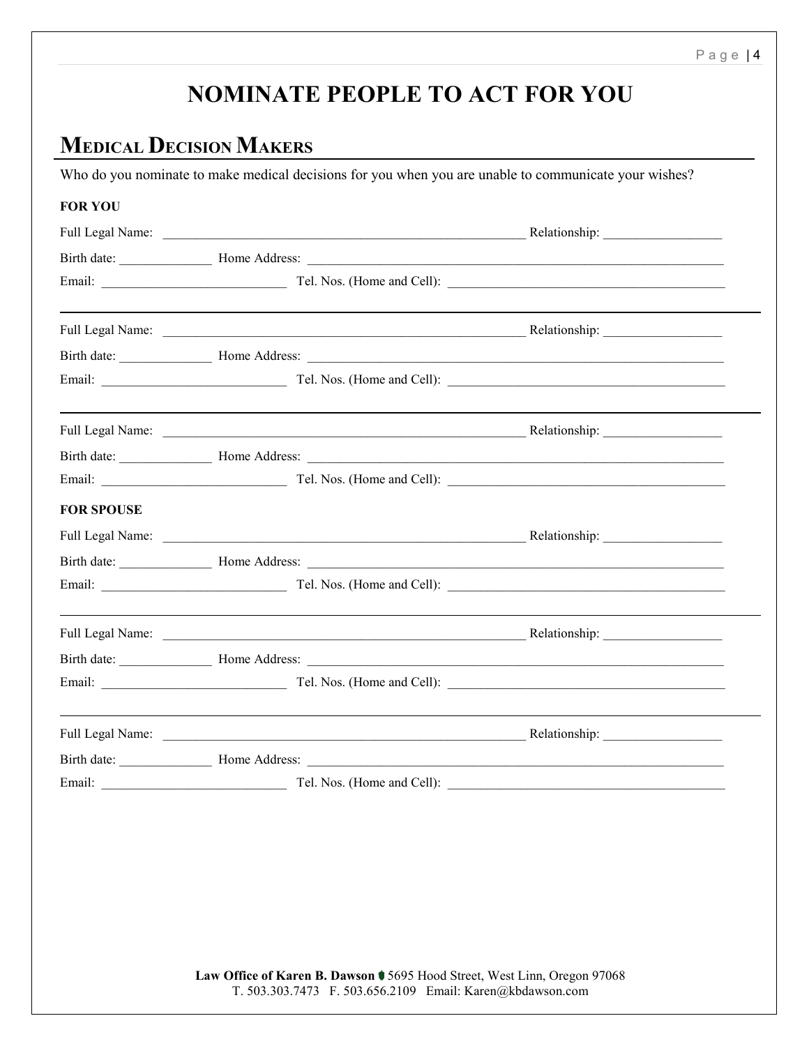# NOMINATE PEOPLE TO ACT FOR YOU

## MEDICAL DECISION MAKERS

Who do you nominate to make medical decisions for you when you are unable to communicate your wishes?

**FOR YOU**

Full Legal Name: ________________________________________________ Relationship: _______________

Birth date: ____________ Home Address: _______________________________________________________

Email: ________________________ Tel. Nos. (Home and Cell): ______________________________________

---

Full Legal Name: ________________________________________________ Relationship: _______________

Birth date: ____________ Home Address: _______________________________________________________

Email: ________________________ Tel. Nos. (Home and Cell): ______________________________________

---

Full Legal Name: ________________________________________________ Relationship: _______________

Birth date: ____________ Home Address: _______________________________________________________

Email: ________________________ Tel. Nos. (Home and Cell): ______________________________________

**FOR SPOUSE**

Full Legal Name: ________________________________________________ Relationship: _______________

Birth date: ____________ Home Address: _______________________________________________________

Email: ________________________ Tel. Nos. (Home and Cell): ______________________________________

---

Full Legal Name: ________________________________________________ Relationship: _______________

Birth date: ____________ Home Address: _______________________________________________________

Email: ________________________ Tel. Nos. (Home and Cell): ______________________________________

---

Full Legal Name: ________________________________________________ Relationship: _______________

Birth date: ____________ Home Address: _______________________________________________________

Email: ________________________ Tel. Nos. (Home and Cell): ______________________________________

**Law Office of Karen B. Dawson** 5695 Hood Street, West Linn, Oregon 97068
T. 503.303.7473 F. 503.656.2109 Email: Karen@kbdawson.com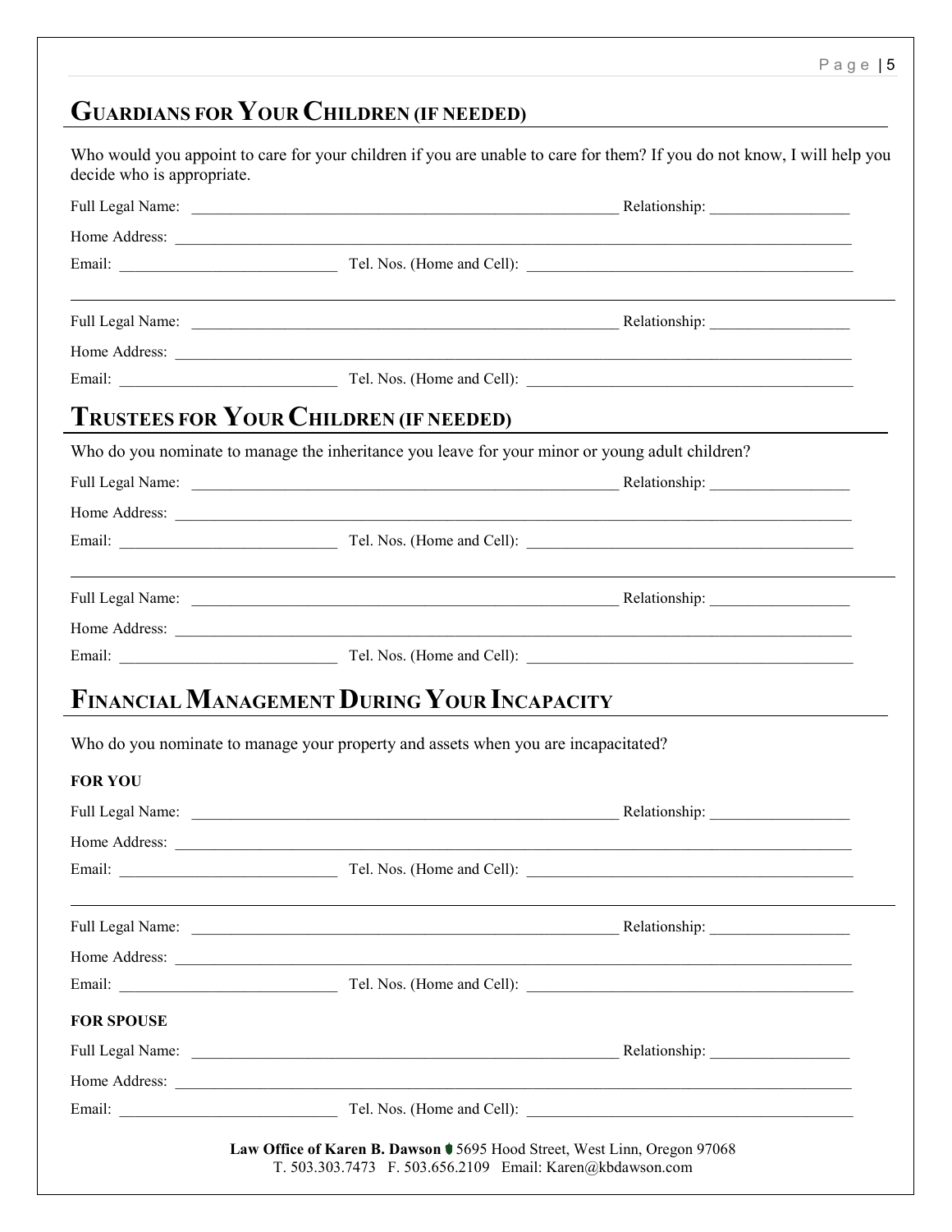## Guardians for Your Children (if needed)

Who would you appoint to care for your children if you are unable to care for them? If you do not know, I will help you decide who is appropriate.

Full Legal Name: ________________________________________________ Relationship: ________________

Home Address: ____________________________________________________________________________

Email: __________________________ Tel. Nos. (Home and Cell): ________________________________________

---

Full Legal Name: ________________________________________________ Relationship: ________________

Home Address: ____________________________________________________________________________

Email: __________________________ Tel. Nos. (Home and Cell): ________________________________________

## Trustees for Your Children (if needed)

Who do you nominate to manage the inheritance you leave for your minor or young adult children?

Full Legal Name: ________________________________________________ Relationship: ________________

Home Address: ____________________________________________________________________________

Email: __________________________ Tel. Nos. (Home and Cell): ________________________________________

---

Full Legal Name: ________________________________________________ Relationship: ________________

Home Address: ____________________________________________________________________________

Email: __________________________ Tel. Nos. (Home and Cell): ________________________________________

## Financial Management During Your Incapacity

Who do you nominate to manage your property and assets when you are incapacitated?

**FOR YOU**

Full Legal Name: ________________________________________________ Relationship: ________________

Home Address: ____________________________________________________________________________

Email: __________________________ Tel. Nos. (Home and Cell): ________________________________________

---

Full Legal Name: ________________________________________________ Relationship: ________________

Home Address: ____________________________________________________________________________

Email: __________________________ Tel. Nos. (Home and Cell): ________________________________________

**FOR SPOUSE**

Full Legal Name: ________________________________________________ Relationship: ________________

Home Address: ____________________________________________________________________________

Email: __________________________ Tel. Nos. (Home and Cell): ________________________________________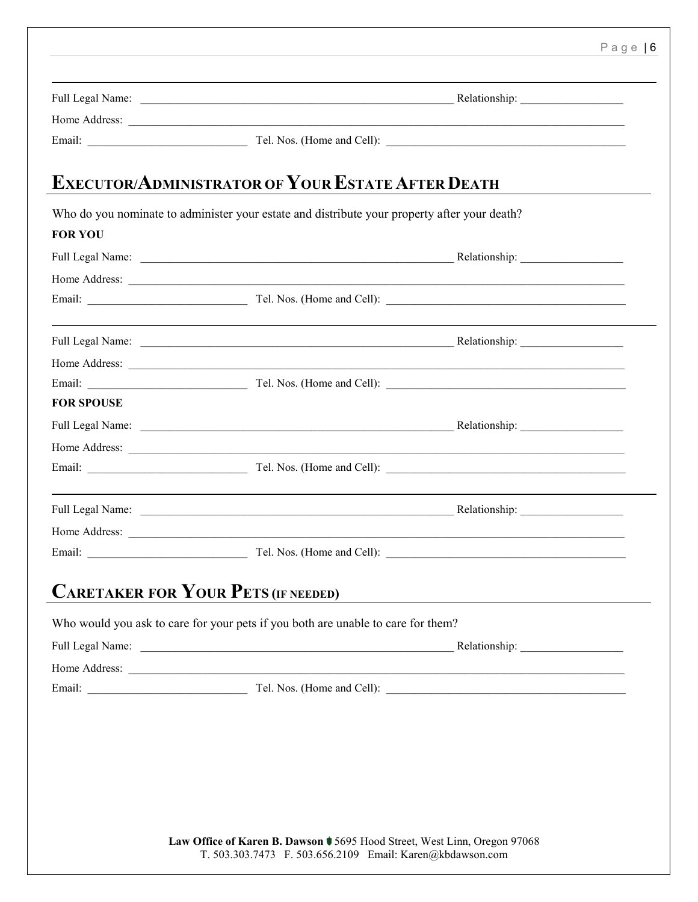---

Full Legal Name: ________________________________________ Relationship: ______________

Home Address: ______________________________________________________________________

Email: ______________________ Tel. Nos. (Home and Cell): __________________________________

## EXECUTOR/ADMINISTRATOR OF YOUR ESTATE AFTER DEATH

Who do you nominate to administer your estate and distribute your property after your death?

**FOR YOU**

Full Legal Name: ________________________________________ Relationship: ______________

Home Address: ______________________________________________________________________

Email: ______________________ Tel. Nos. (Home and Cell): __________________________________

---

Full Legal Name: ________________________________________ Relationship: ______________

Home Address: ______________________________________________________________________

Email: ______________________ Tel. Nos. (Home and Cell): __________________________________

**FOR SPOUSE**

Full Legal Name: ________________________________________ Relationship: ______________

Home Address: ______________________________________________________________________

Email: ______________________ Tel. Nos. (Home and Cell): __________________________________

---

Full Legal Name: ________________________________________ Relationship: ______________

Home Address: ______________________________________________________________________

Email: ______________________ Tel. Nos. (Home and Cell): __________________________________

## CARETAKER FOR YOUR PETS (IF NEEDED)

Who would you ask to care for your pets if you both are unable to care for them?

Full Legal Name: ________________________________________ Relationship: ______________

Home Address: ______________________________________________________________________

Email: ______________________ Tel. Nos. (Home and Cell): __________________________________

**Law Office of Karen B. Dawson** 5695 Hood Street, West Linn, Oregon 97068
T. 503.303.7473 F. 503.656.2109 Email: Karen@kbdawson.com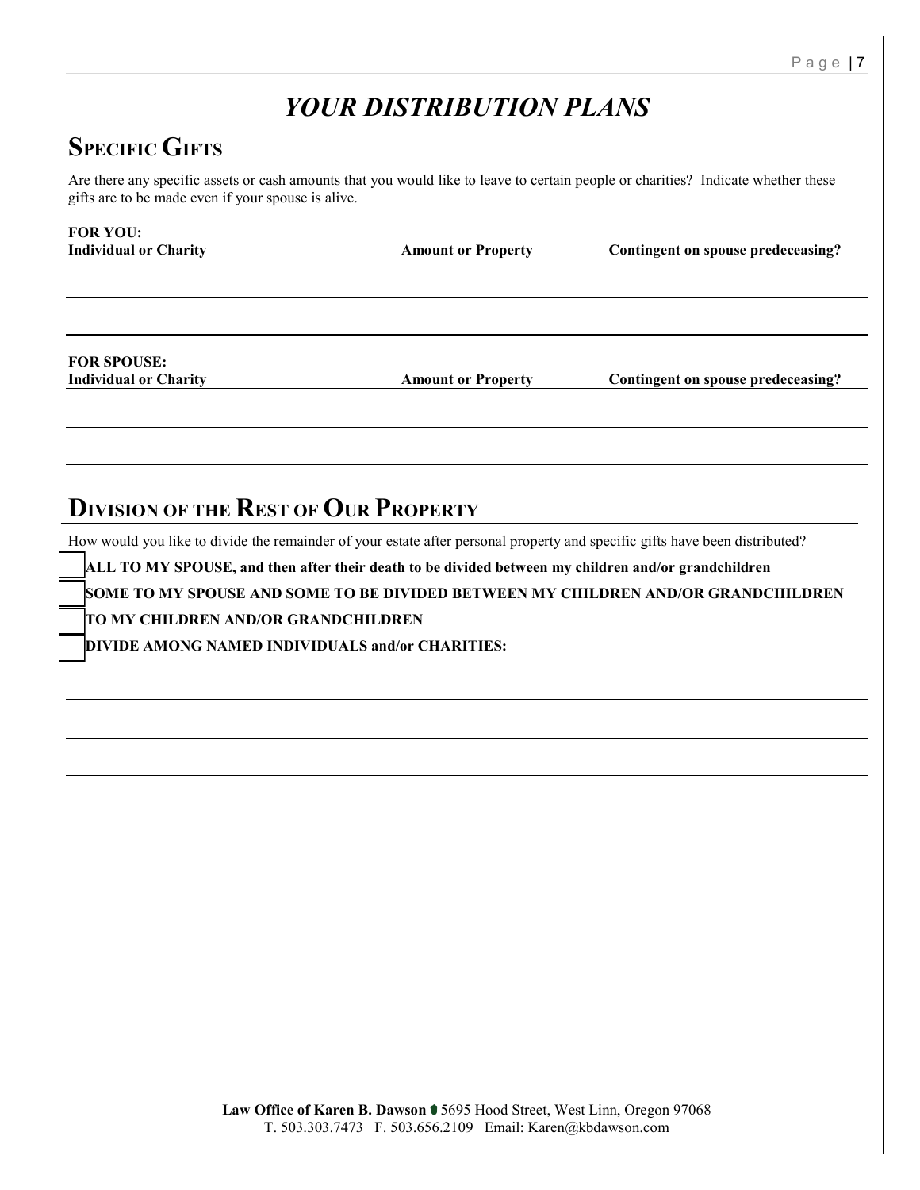# *YOUR DISTRIBUTION PLANS*

## SPECIFIC GIFTS

Are there any specific assets or cash amounts that you would like to leave to certain people or charities? Indicate whether these gifts are to be made even if your spouse is alive.

**FOR YOU:**

| Individual or Charity | Amount or Property | Contingent on spouse predeceasing? |
|---|---|---|
| | | |
| | | |

**FOR SPOUSE:**

| Individual or Charity | Amount or Property | Contingent on spouse predeceasing? |
|---|---|---|
| | | |
| | | |

## DIVISION OF THE REST OF OUR PROPERTY

How would you like to divide the remainder of your estate after personal property and specific gifts have been distributed?

- [ ] **ALL TO MY SPOUSE, and then after their death to be divided between my children and/or grandchildren**
- [ ] **SOME TO MY SPOUSE AND SOME TO BE DIVIDED BETWEEN MY CHILDREN AND/OR GRANDCHILDREN**
- [ ] **TO MY CHILDREN AND/OR GRANDCHILDREN**
- [ ] **DIVIDE AMONG NAMED INDIVIDUALS and/or CHARITIES:**

______________________________________________

______________________________________________

______________________________________________

**Law Office of Karen B. Dawson** 5695 Hood Street, West Linn, Oregon 97068
T. 503.303.7473 F. 503.656.2109 Email: Karen@kbdawson.com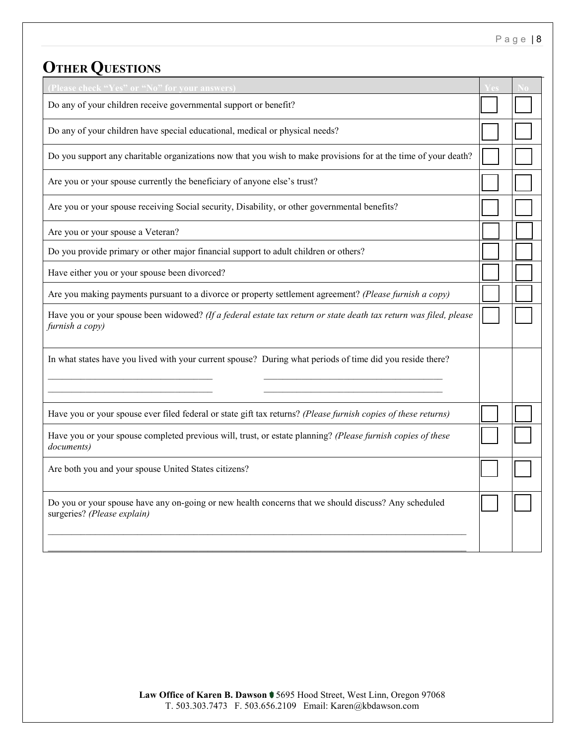## OTHER QUESTIONS

| (Please check "Yes" or "No" for your answers) | Yes | No |
|---|---|---|
| Do any of your children receive governmental support or benefit? | ☐ | ☐ |
| Do any of your children have special educational, medical or physical needs? | ☐ | ☐ |
| Do you support any charitable organizations now that you wish to make provisions for at the time of your death? | ☐ | ☐ |
| Are you or your spouse currently the beneficiary of anyone else's trust? | ☐ | ☐ |
| Are you or your spouse receiving Social security, Disability, or other governmental benefits? | ☐ | ☐ |
| Are you or your spouse a Veteran? | ☐ | ☐ |
| Do you provide primary or other major financial support to adult children or others? | ☐ | ☐ |
| Have either you or your spouse been divorced? | ☐ | ☐ |
| Are you making payments pursuant to a divorce or property settlement agreement? *(Please furnish a copy)* | ☐ | ☐ |
| Have you or your spouse been widowed? *(If a federal estate tax return or state death tax return was filed, please furnish a copy)* | ☐ | ☐ |
| In what states have you lived with your current spouse? During what periods of time did you reside there? ______________________ ______________________ ______________________ ______________________ | | |
| Have you or your spouse ever filed federal or state gift tax returns? *(Please furnish copies of these returns)* | ☐ | ☐ |
| Have you or your spouse completed previous will, trust, or estate planning? *(Please furnish copies of these documents)* | ☐ | ☐ |
| Are both you and your spouse United States citizens? | ☐ | ☐ |
| Do you or your spouse have any on-going or new health concerns that we should discuss? Any scheduled surgeries? *(Please explain)* ______________________ ______________________ | ☐ | ☐ |

**Law Office of Karen B. Dawson** 5695 Hood Street, West Linn, Oregon 97068
T. 503.303.7473 F. 503.656.2109 Email: Karen@kbdawson.com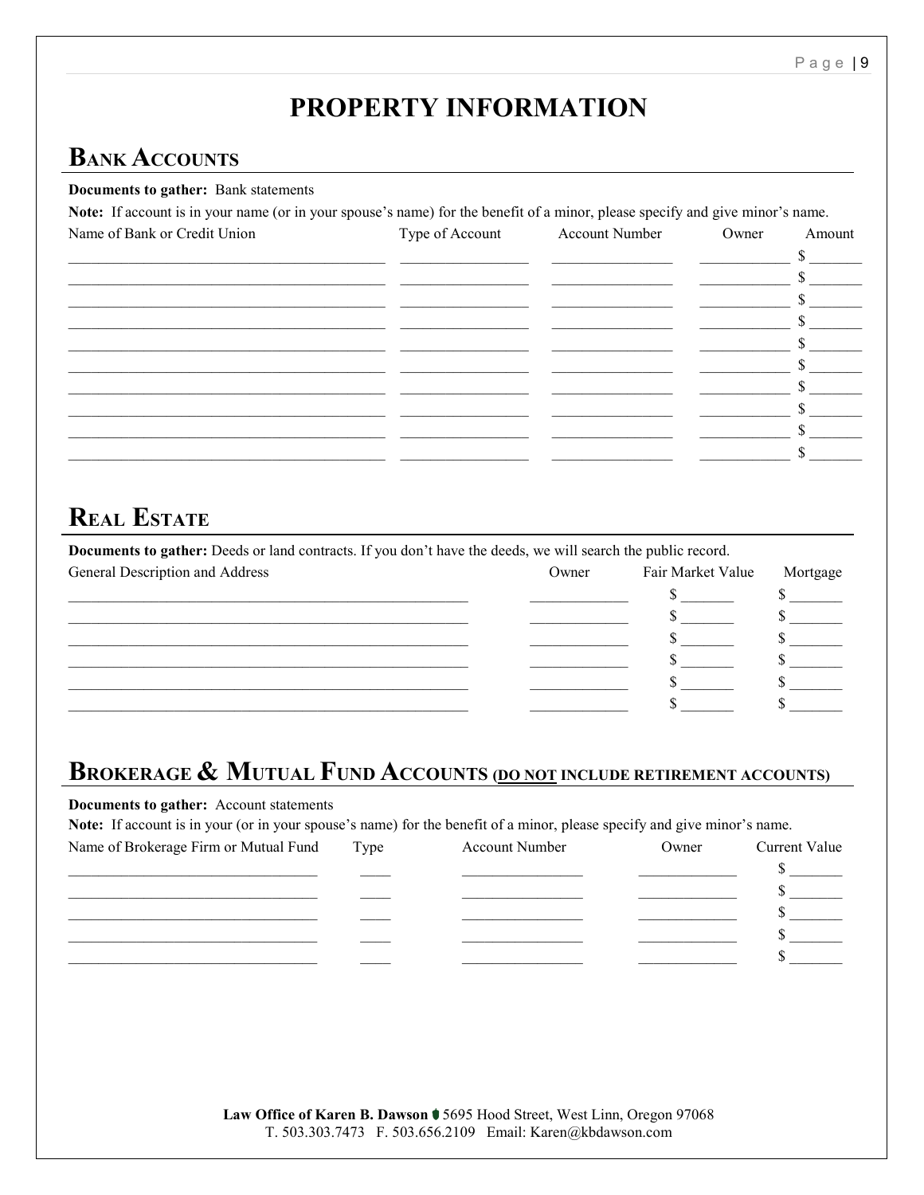# PROPERTY INFORMATION

## Bank Accounts

**Documents to gather:** Bank statements

**Note:** If account is in your name (or in your spouse's name) for the benefit of a minor, please specify and give minor's name.

| Name of Bank or Credit Union | Type of Account | Account Number | Owner | Amount |
|---|---|---|---|---|
| | | | | $ |
| | | | | $ |
| | | | | $ |
| | | | | $ |
| | | | | $ |
| | | | | $ |
| | | | | $ |
| | | | | $ |
| | | | | $ |
| | | | | $ |

## Real Estate

**Documents to gather:** Deeds or land contracts. If you don't have the deeds, we will search the public record.

| General Description and Address | Owner | Fair Market Value | Mortgage |
|---|---|---|---|
| | | $ | $ |
| | | $ | $ |
| | | $ | $ |
| | | $ | $ |
| | | $ | $ |
| | | $ | $ |

## Brokerage & Mutual Fund Accounts (DO NOT include retirement accounts)

**Documents to gather:** Account statements

**Note:** If account is in your (or in your spouse's name) for the benefit of a minor, please specify and give minor's name.

| Name of Brokerage Firm or Mutual Fund | Type | Account Number | Owner | Current Value |
|---|---|---|---|---|
| | | | | $ |
| | | | | $ |
| | | | | $ |
| | | | | $ |
| | | | | $ |

**Law Office of Karen B. Dawson** 5695 Hood Street, West Linn, Oregon 97068
T. 503.303.7473 F. 503.656.2109 Email: Karen@kbdawson.com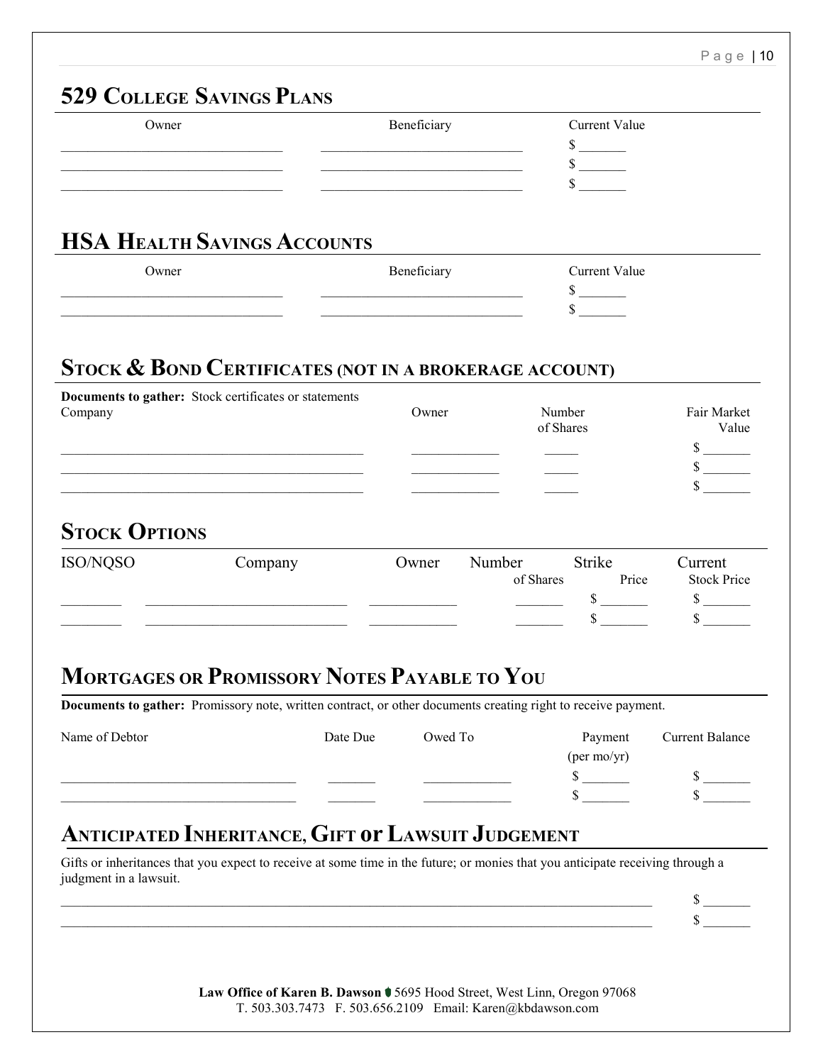## 529 College Savings Plans

| Owner | Beneficiary | Current Value |
|---|---|---|
| | | $ |
| | | $ |
| | | $ |

## HSA Health Savings Accounts

| Owner | Beneficiary | Current Value |
|---|---|---|
| | | $ |
| | | $ |

## Stock & Bond Certificates (not in a brokerage account)

**Documents to gather:** Stock certificates or statements

| Company | Owner | Number of Shares | Fair Market Value |
|---|---|---|---|
| | | | $ |
| | | | $ |
| | | | $ |

## Stock Options

| ISO/NQSO | Company | Owner | Number of Shares | Strike Price | Current Stock Price |
|---|---|---|---|---|---|
| | | | | $ | $ |
| | | | | $ | $ |

## Mortgages or Promissory Notes Payable to You

**Documents to gather:** Promissory note, written contract, or other documents creating right to receive payment.

| Name of Debtor | Date Due | Owed To | Payment (per mo/yr) | Current Balance |
|---|---|---|---|---|
| | | | $ | $ |
| | | | $ | $ |

## Anticipated Inheritance, Gift or Lawsuit Judgement

Gifts or inheritances that you expect to receive at some time in the future; or monies that you anticipate receiving through a judgment in a lawsuit.

| | |
|---|---|
| | $ |
| | $ |

**Law Office of Karen B. Dawson** 5695 Hood Street, West Linn, Oregon 97068
T. 503.303.7473 F. 503.656.2109 Email: Karen@kbdawson.com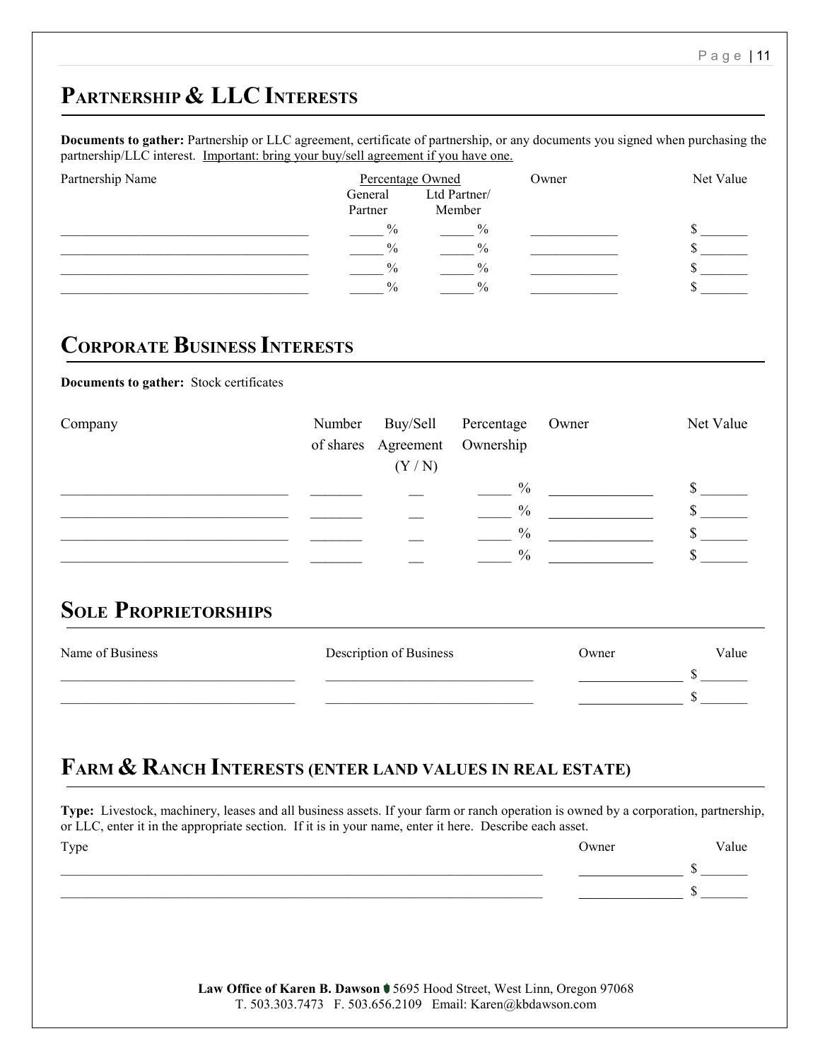## PARTNERSHIP & LLC INTERESTS

**Documents to gather:** Partnership or LLC agreement, certificate of partnership, or any documents you signed when purchasing the partnership/LLC interest. Important: bring your buy/sell agreement if you have one.

| Partnership Name | Percentage Owned | | Owner | Net Value |
|---|---|---|---|---|
| | General Partner | Ltd Partner/ Member | | |
| ____________________ | _____ % | _____ % | ____________ | $ _______ |
| ____________________ | _____ % | _____ % | ____________ | $ _______ |
| ____________________ | _____ % | _____ % | ____________ | $ _______ |
| ____________________ | _____ % | _____ % | ____________ | $ _______ |

## CORPORATE BUSINESS INTERESTS

**Documents to gather:** Stock certificates

| Company | Number of shares | Buy/Sell Agreement (Y / N) | Percentage Ownership | Owner | Net Value |
|---|---|---|---|---|---|
| ____________________ | _______ | __ | _____ % | ____________ | $ _______ |
| ____________________ | _______ | __ | _____ % | ____________ | $ _______ |
| ____________________ | _______ | __ | _____ % | ____________ | $ _______ |
| ____________________ | _______ | __ | _____ % | ____________ | $ _______ |

## SOLE PROPRIETORSHIPS

| Name of Business | Description of Business | Owner | Value |
|---|---|---|---|
| ____________________ | ____________________ | ____________ | $ _______ |
| ____________________ | ____________________ | ____________ | $ _______ |

## FARM & RANCH INTERESTS (ENTER LAND VALUES IN REAL ESTATE)

**Type:** Livestock, machinery, leases and all business assets. If your farm or ranch operation is owned by a corporation, partnership, or LLC, enter it in the appropriate section. If it is in your name, enter it here. Describe each asset.

| Type | Owner | Value |
|---|---|---|
| ________________________________________ | ____________ | $ _______ |
| ________________________________________ | ____________ | $ _______ |

**Law Office of Karen B. Dawson** 5695 Hood Street, West Linn, Oregon 97068
T. 503.303.7473 F. 503.656.2109 Email: Karen@kbdawson.com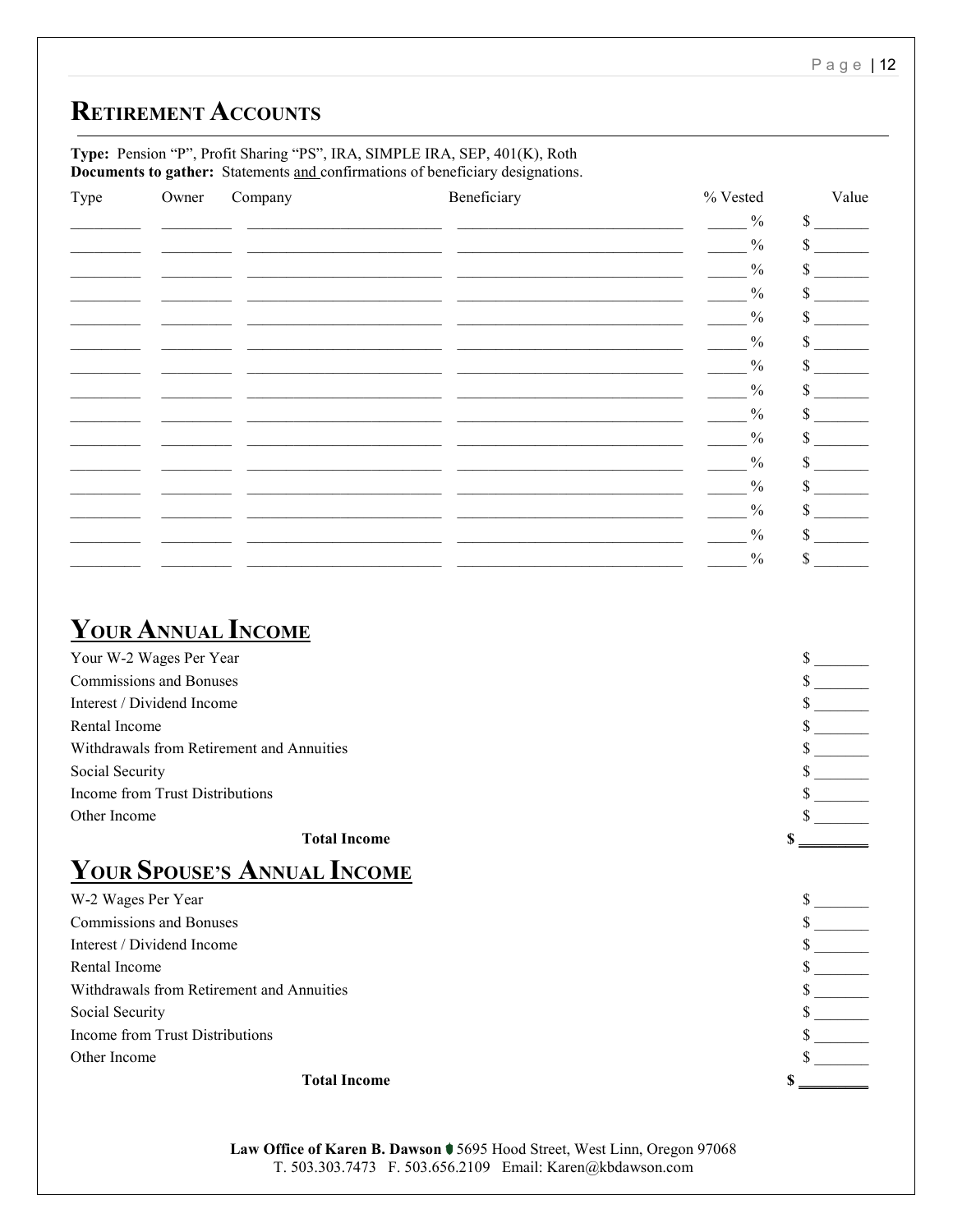# Retirement Accounts

**Type:** Pension "P", Profit Sharing "PS", IRA, SIMPLE IRA, SEP, 401(K), Roth
**Documents to gather:** Statements and confirmations of beneficiary designations.

| Type | Owner | Company | Beneficiary | % Vested | Value |
|---|---|---|---|---|---|
| | | | | % | $ |
| | | | | % | $ |
| | | | | % | $ |
| | | | | % | $ |
| | | | | % | $ |
| | | | | % | $ |
| | | | | % | $ |
| | | | | % | $ |
| | | | | % | $ |
| | | | | % | $ |
| | | | | % | $ |
| | | | | % | $ |
| | | | | % | $ |
| | | | | % | $ |
| | | | | % | $ |

# Your Annual Income

| | |
|---|---|
| Your W-2 Wages Per Year | $ |
| Commissions and Bonuses | $ |
| Interest / Dividend Income | $ |
| Rental Income | $ |
| Withdrawals from Retirement and Annuities | $ |
| Social Security | $ |
| Income from Trust Distributions | $ |
| Other Income | $ |
| **Total Income** | **$** |

# Your Spouse's Annual Income

| | |
|---|---|
| W-2 Wages Per Year | $ |
| Commissions and Bonuses | $ |
| Interest / Dividend Income | $ |
| Rental Income | $ |
| Withdrawals from Retirement and Annuities | $ |
| Social Security | $ |
| Income from Trust Distributions | $ |
| Other Income | $ |
| **Total Income** | **$** |

**Law Office of Karen B. Dawson** 5695 Hood Street, West Linn, Oregon 97068
T. 503.303.7473 F. 503.656.2109 Email: Karen@kbdawson.com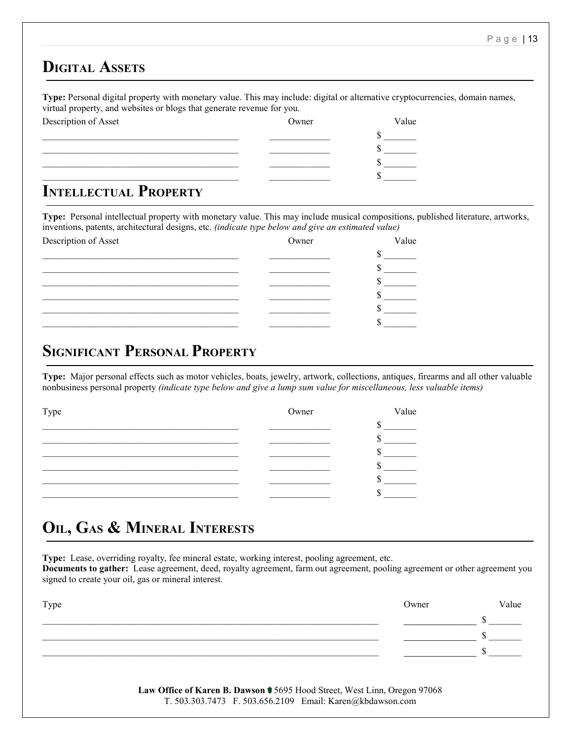## Digital Assets

**Type:** Personal digital property with monetary value. This may include: digital or alternative cryptocurrencies, domain names, virtual property, and websites or blogs that generate revenue for you.

| Description of Asset | Owner | Value |
|---|---|---|
| | | $ |
| | | $ |
| | | $ |
| | | $ |

## Intellectual Property

**Type:** Personal intellectual property with monetary value. This may include musical compositions, published literature, artworks, inventions, patents, architectural designs, etc. *(indicate type below and give an estimated value)*

| Description of Asset | Owner | Value |
|---|---|---|
| | | $ |
| | | $ |
| | | $ |
| | | $ |
| | | $ |
| | | $ |

## Significant Personal Property

**Type:** Major personal effects such as motor vehicles, boats, jewelry, artwork, collections, antiques, firearms and all other valuable nonbusiness personal property *(indicate type below and give a lump sum value for miscellaneous, less valuable items)*

| Type | Owner | Value |
|---|---|---|
| | | $ |
| | | $ |
| | | $ |
| | | $ |
| | | $ |
| | | $ |

## Oil, Gas & Mineral Interests

**Type:** Lease, overriding royalty, fee mineral estate, working interest, pooling agreement, etc.
**Documents to gather:** Lease agreement, deed, royalty agreement, farm out agreement, pooling agreement or other agreement you signed to create your oil, gas or mineral interest.

| Type | Owner | Value |
|---|---|---|
| | | $ |
| | | $ |
| | | $ |

**Law Office of Karen B. Dawson** 5695 Hood Street, West Linn, Oregon 97068
T. 503.303.7473 F. 503.656.2109 Email: Karen@kbdawson.com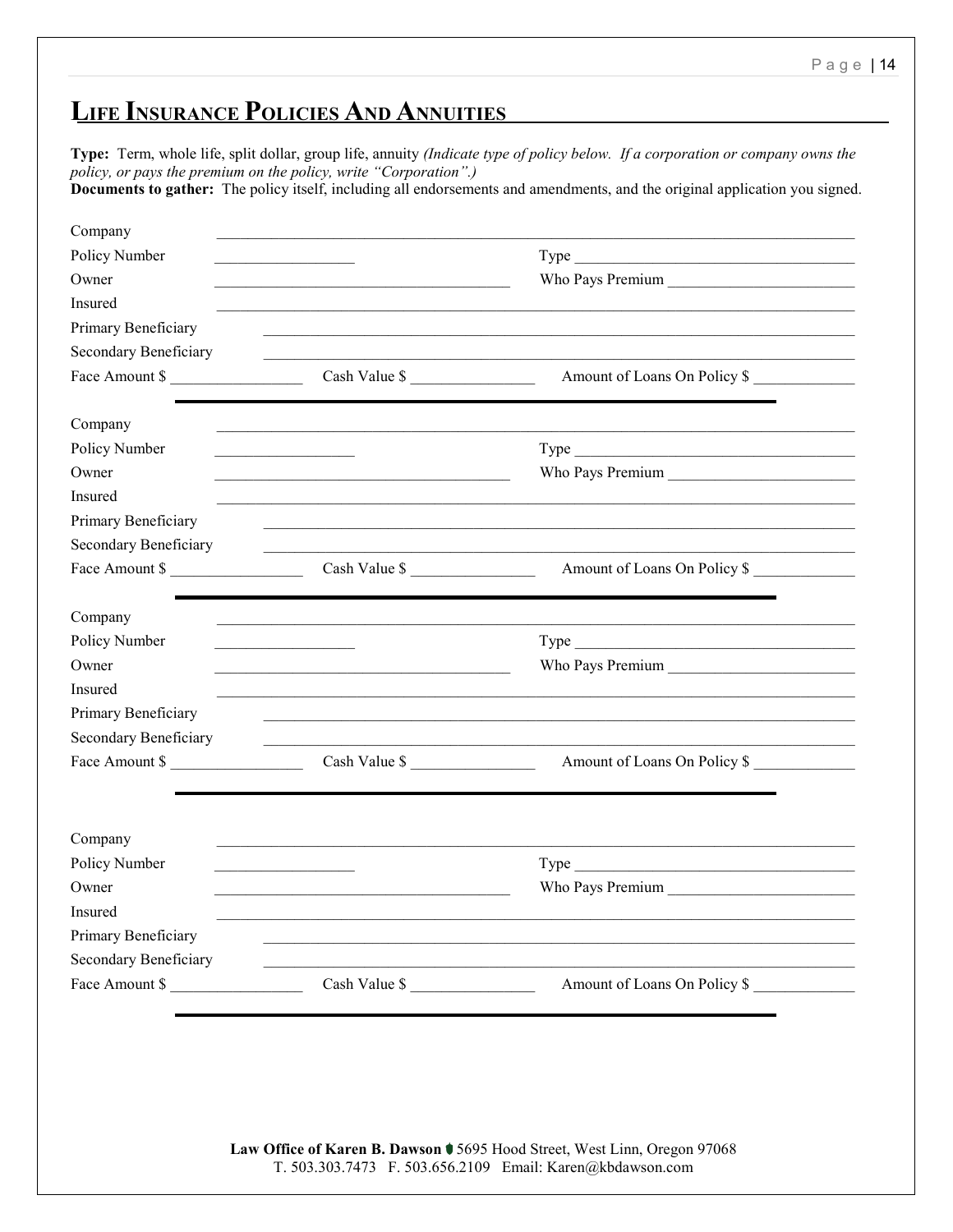# Life Insurance Policies And Annuities

**Type:** Term, whole life, split dollar, group life, annuity *(Indicate type of policy below. If a corporation or company owns the policy, or pays the premium on the policy, write "Corporation".)*
**Documents to gather:** The policy itself, including all endorsements and amendments, and the original application you signed.

Company ______________________________________________________________________________
Policy Number __________________ Type ____________________________________
Owner ______________________________________ Who Pays Premium ________________________
Insured ______________________________________________________________________________
Primary Beneficiary ______________________________________________________________________
Secondary Beneficiary ____________________________________________________________________
Face Amount $ _________________ Cash Value $ ________________ Amount of Loans On Policy $ _____________

---

Company ______________________________________________________________________________
Policy Number __________________ Type ____________________________________
Owner ______________________________________ Who Pays Premium ________________________
Insured ______________________________________________________________________________
Primary Beneficiary ______________________________________________________________________
Secondary Beneficiary ____________________________________________________________________
Face Amount $ _________________ Cash Value $ ________________ Amount of Loans On Policy $ _____________

---

Company ______________________________________________________________________________
Policy Number __________________ Type ____________________________________
Owner ______________________________________ Who Pays Premium ________________________
Insured ______________________________________________________________________________
Primary Beneficiary ______________________________________________________________________
Secondary Beneficiary ____________________________________________________________________
Face Amount $ _________________ Cash Value $ ________________ Amount of Loans On Policy $ _____________

---

Company ______________________________________________________________________________
Policy Number __________________ Type ____________________________________
Owner ______________________________________ Who Pays Premium ________________________
Insured ______________________________________________________________________________
Primary Beneficiary ______________________________________________________________________
Secondary Beneficiary ____________________________________________________________________
Face Amount $ _________________ Cash Value $ ________________ Amount of Loans On Policy $ _____________

---

**Law Office of Karen B. Dawson** 5695 Hood Street, West Linn, Oregon 97068
T. 503.303.7473 F. 503.656.2109 Email: Karen@kbdawson.com